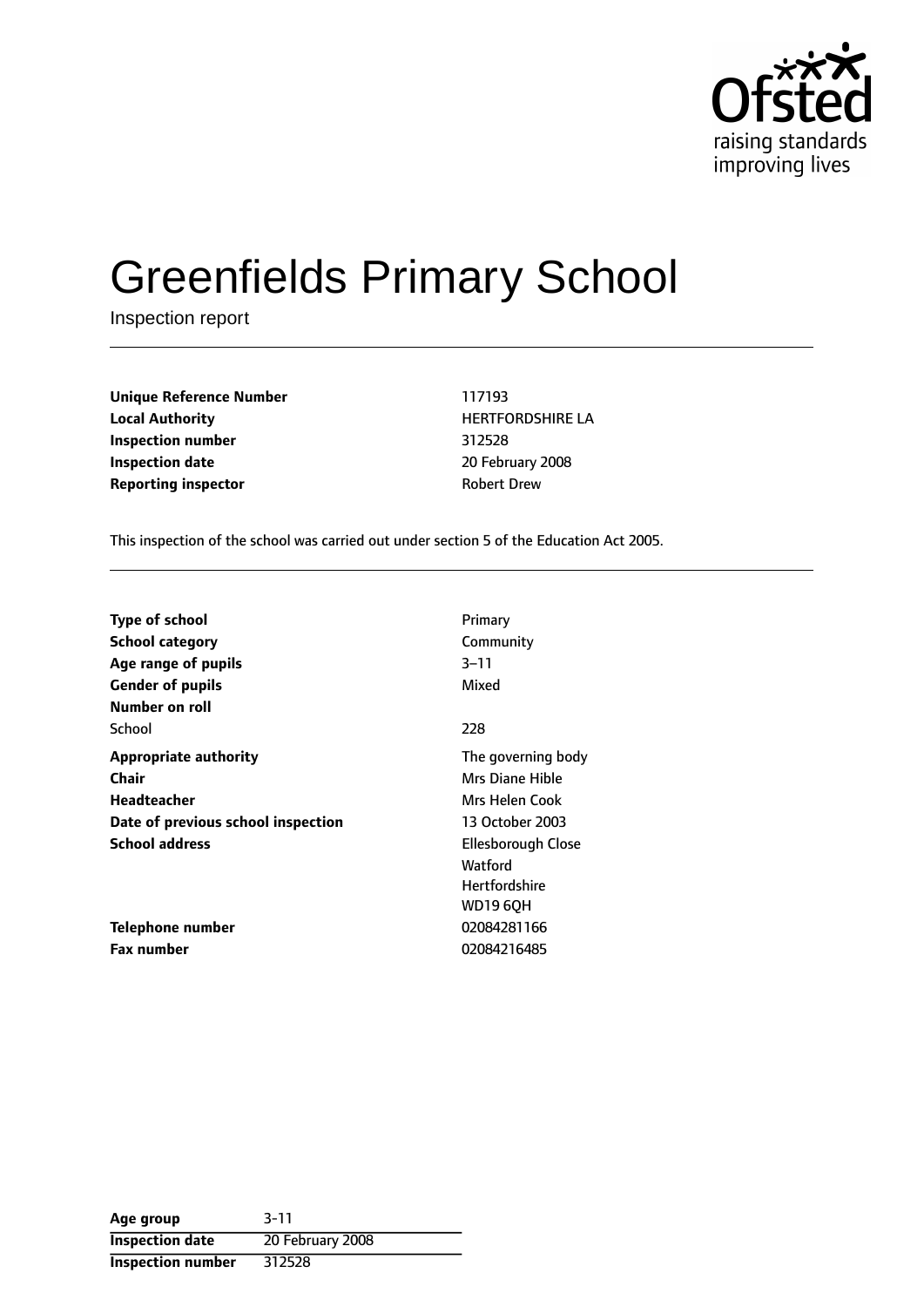# Greenfields Primary School

Inspection report

| | |
|---|---|
| **Unique Reference Number** | 117193 |
| **Local Authority** | HERTFORDSHIRE LA |
| **Inspection number** | 312528 |
| **Inspection date** | 20 February 2008 |
| **Reporting inspector** | Robert Drew |

This inspection of the school was carried out under section 5 of the Education Act 2005.

| | |
|---|---|
| **Type of school** | Primary |
| **School category** | Community |
| **Age range of pupils** | 3–11 |
| **Gender of pupils** | Mixed |
| **Number on roll** | |
| School | 228 |
| **Appropriate authority** | The governing body |
| **Chair** | Mrs Diane Hible |
| **Headteacher** | Mrs Helen Cook |
| **Date of previous school inspection** | 13 October 2003 |
| **School address** | Ellesborough Close<br>Watford<br>Hertfordshire<br>WD19 6QH |
| **Telephone number** | 02084281166 |
| **Fax number** | 02084216485 |

| | |
|---|---|
| **Age group** | 3-11 |
| **Inspection date** | 20 February 2008 |
| **Inspection number** | 312528 |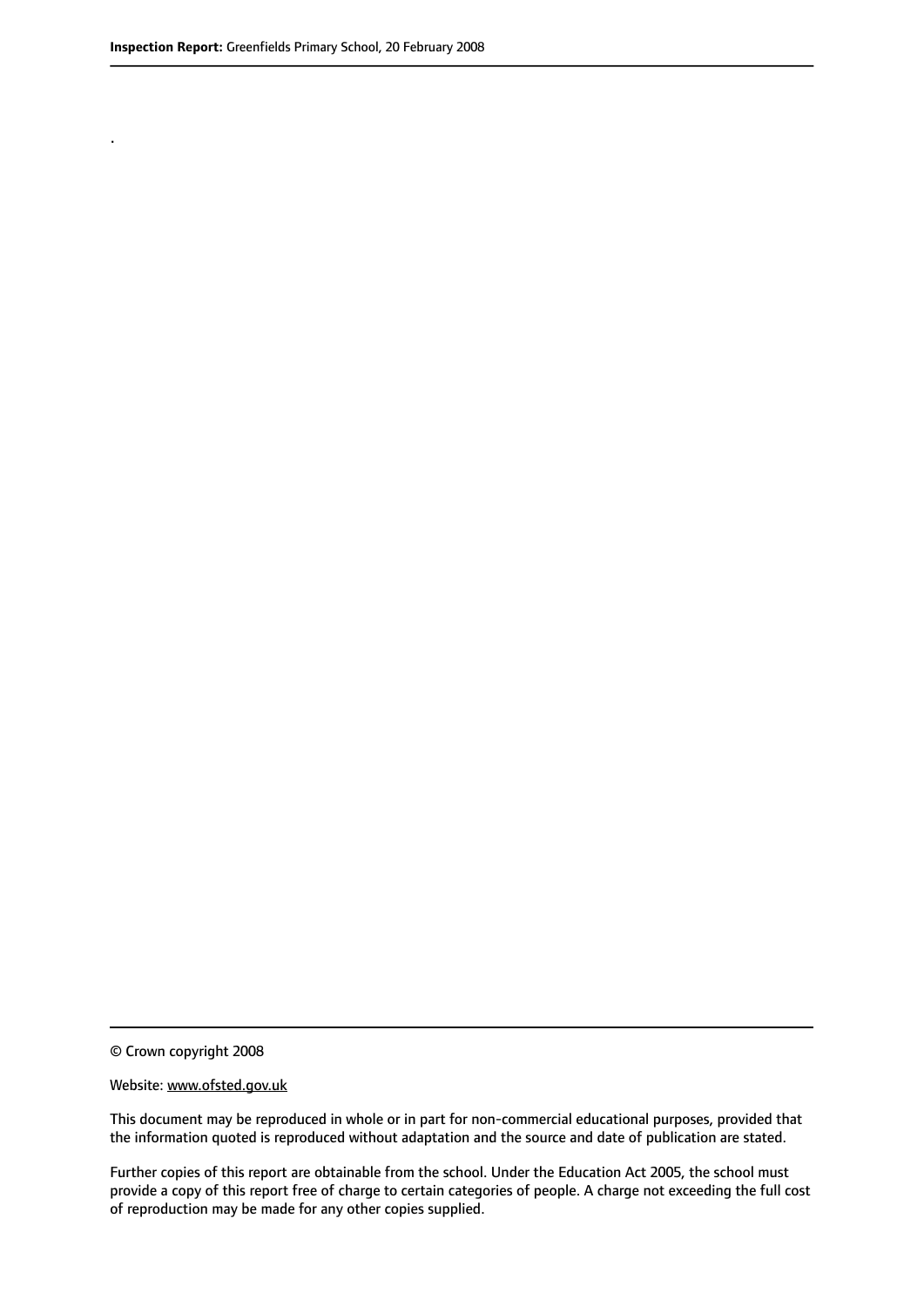.

© Crown copyright 2008

Website: www.ofsted.gov.uk

This document may be reproduced in whole or in part for non-commercial educational purposes, provided that the information quoted is reproduced without adaptation and the source and date of publication are stated.

Further copies of this report are obtainable from the school. Under the Education Act 2005, the school must provide a copy of this report free of charge to certain categories of people. A charge not exceeding the full cost of reproduction may be made for any other copies supplied.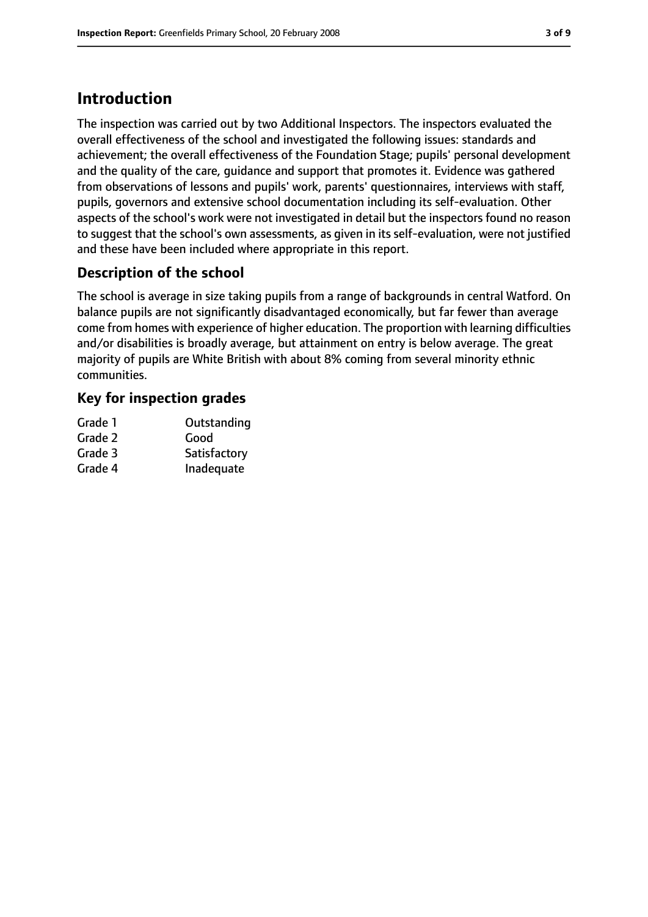# Introduction

The inspection was carried out by two Additional Inspectors. The inspectors evaluated the overall effectiveness of the school and investigated the following issues: standards and achievement; the overall effectiveness of the Foundation Stage; pupils' personal development and the quality of the care, guidance and support that promotes it. Evidence was gathered from observations of lessons and pupils' work, parents' questionnaires, interviews with staff, pupils, governors and extensive school documentation including its self-evaluation. Other aspects of the school's work were not investigated in detail but the inspectors found no reason to suggest that the school's own assessments, as given in its self-evaluation, were not justified and these have been included where appropriate in this report.

## Description of the school

The school is average in size taking pupils from a range of backgrounds in central Watford. On balance pupils are not significantly disadvantaged economically, but far fewer than average come from homes with experience of higher education. The proportion with learning difficulties and/or disabilities is broadly average, but attainment on entry is below average. The great majority of pupils are White British with about 8% coming from several minority ethnic communities.

## Key for inspection grades

| | |
|---|---|
| Grade 1 | Outstanding |
| Grade 2 | Good |
| Grade 3 | Satisfactory |
| Grade 4 | Inadequate |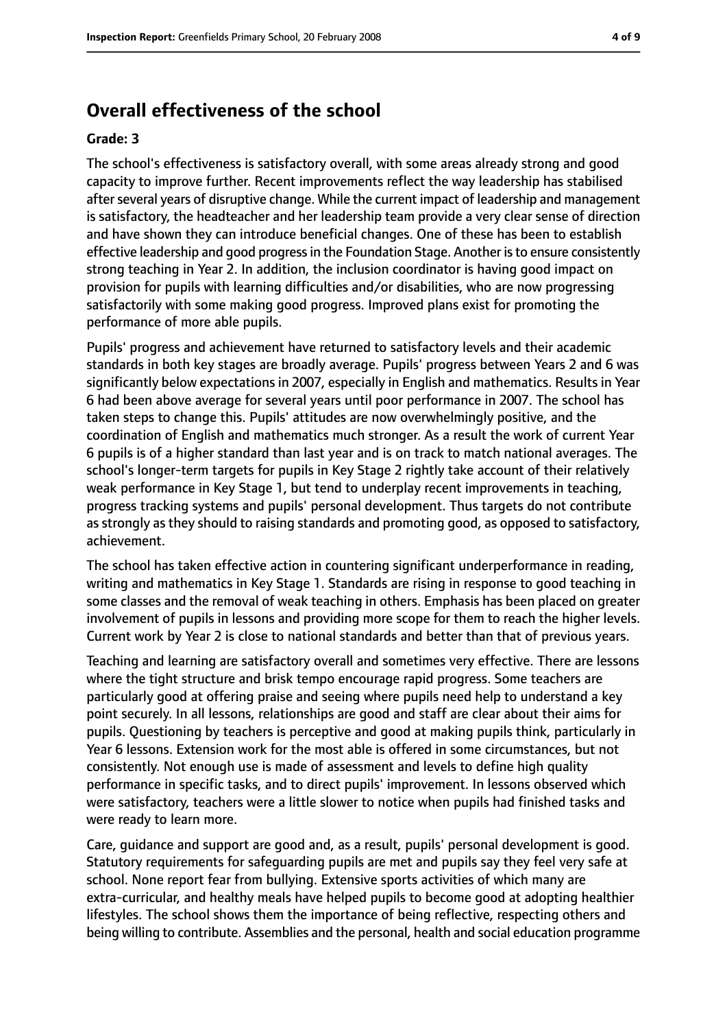## Overall effectiveness of the school

### Grade: 3

The school's effectiveness is satisfactory overall, with some areas already strong and good capacity to improve further. Recent improvements reflect the way leadership has stabilised after several years of disruptive change. While the current impact of leadership and management is satisfactory, the headteacher and her leadership team provide a very clear sense of direction and have shown they can introduce beneficial changes. One of these has been to establish effective leadership and good progress in the Foundation Stage. Another is to ensure consistently strong teaching in Year 2. In addition, the inclusion coordinator is having good impact on provision for pupils with learning difficulties and/or disabilities, who are now progressing satisfactorily with some making good progress. Improved plans exist for promoting the performance of more able pupils.

Pupils' progress and achievement have returned to satisfactory levels and their academic standards in both key stages are broadly average. Pupils' progress between Years 2 and 6 was significantly below expectations in 2007, especially in English and mathematics. Results in Year 6 had been above average for several years until poor performance in 2007. The school has taken steps to change this. Pupils' attitudes are now overwhelmingly positive, and the coordination of English and mathematics much stronger. As a result the work of current Year 6 pupils is of a higher standard than last year and is on track to match national averages. The school's longer-term targets for pupils in Key Stage 2 rightly take account of their relatively weak performance in Key Stage 1, but tend to underplay recent improvements in teaching, progress tracking systems and pupils' personal development. Thus targets do not contribute as strongly as they should to raising standards and promoting good, as opposed to satisfactory, achievement.

The school has taken effective action in countering significant underperformance in reading, writing and mathematics in Key Stage 1. Standards are rising in response to good teaching in some classes and the removal of weak teaching in others. Emphasis has been placed on greater involvement of pupils in lessons and providing more scope for them to reach the higher levels. Current work by Year 2 is close to national standards and better than that of previous years.

Teaching and learning are satisfactory overall and sometimes very effective. There are lessons where the tight structure and brisk tempo encourage rapid progress. Some teachers are particularly good at offering praise and seeing where pupils need help to understand a key point securely. In all lessons, relationships are good and staff are clear about their aims for pupils. Questioning by teachers is perceptive and good at making pupils think, particularly in Year 6 lessons. Extension work for the most able is offered in some circumstances, but not consistently. Not enough use is made of assessment and levels to define high quality performance in specific tasks, and to direct pupils' improvement. In lessons observed which were satisfactory, teachers were a little slower to notice when pupils had finished tasks and were ready to learn more.

Care, guidance and support are good and, as a result, pupils' personal development is good. Statutory requirements for safeguarding pupils are met and pupils say they feel very safe at school. None report fear from bullying. Extensive sports activities of which many are extra-curricular, and healthy meals have helped pupils to become good at adopting healthier lifestyles. The school shows them the importance of being reflective, respecting others and being willing to contribute. Assemblies and the personal, health and social education programme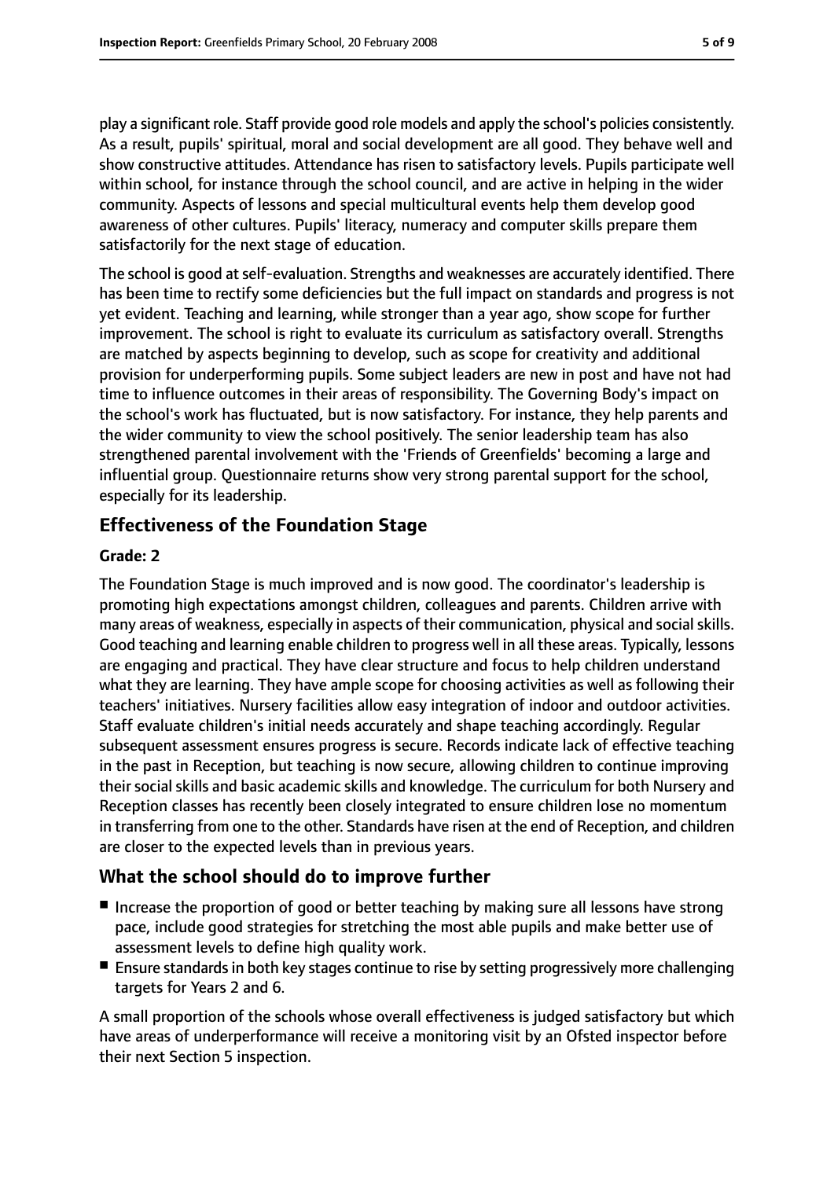play a significant role. Staff provide good role models and apply the school's policies consistently. As a result, pupils' spiritual, moral and social development are all good. They behave well and show constructive attitudes. Attendance has risen to satisfactory levels. Pupils participate well within school, for instance through the school council, and are active in helping in the wider community. Aspects of lessons and special multicultural events help them develop good awareness of other cultures. Pupils' literacy, numeracy and computer skills prepare them satisfactorily for the next stage of education.

The school is good at self-evaluation. Strengths and weaknesses are accurately identified. There has been time to rectify some deficiencies but the full impact on standards and progress is not yet evident. Teaching and learning, while stronger than a year ago, show scope for further improvement. The school is right to evaluate its curriculum as satisfactory overall. Strengths are matched by aspects beginning to develop, such as scope for creativity and additional provision for underperforming pupils. Some subject leaders are new in post and have not had time to influence outcomes in their areas of responsibility. The Governing Body's impact on the school's work has fluctuated, but is now satisfactory. For instance, they help parents and the wider community to view the school positively. The senior leadership team has also strengthened parental involvement with the 'Friends of Greenfields' becoming a large and influential group. Questionnaire returns show very strong parental support for the school, especially for its leadership.

## Effectiveness of the Foundation Stage

**Grade: 2**

The Foundation Stage is much improved and is now good. The coordinator's leadership is promoting high expectations amongst children, colleagues and parents. Children arrive with many areas of weakness, especially in aspects of their communication, physical and social skills. Good teaching and learning enable children to progress well in all these areas. Typically, lessons are engaging and practical. They have clear structure and focus to help children understand what they are learning. They have ample scope for choosing activities as well as following their teachers' initiatives. Nursery facilities allow easy integration of indoor and outdoor activities. Staff evaluate children's initial needs accurately and shape teaching accordingly. Regular subsequent assessment ensures progress is secure. Records indicate lack of effective teaching in the past in Reception, but teaching is now secure, allowing children to continue improving their social skills and basic academic skills and knowledge. The curriculum for both Nursery and Reception classes has recently been closely integrated to ensure children lose no momentum in transferring from one to the other. Standards have risen at the end of Reception, and children are closer to the expected levels than in previous years.

## What the school should do to improve further

- Increase the proportion of good or better teaching by making sure all lessons have strong pace, include good strategies for stretching the most able pupils and make better use of assessment levels to define high quality work.
- Ensure standards in both key stages continue to rise by setting progressively more challenging targets for Years 2 and 6.

A small proportion of the schools whose overall effectiveness is judged satisfactory but which have areas of underperformance will receive a monitoring visit by an Ofsted inspector before their next Section 5 inspection.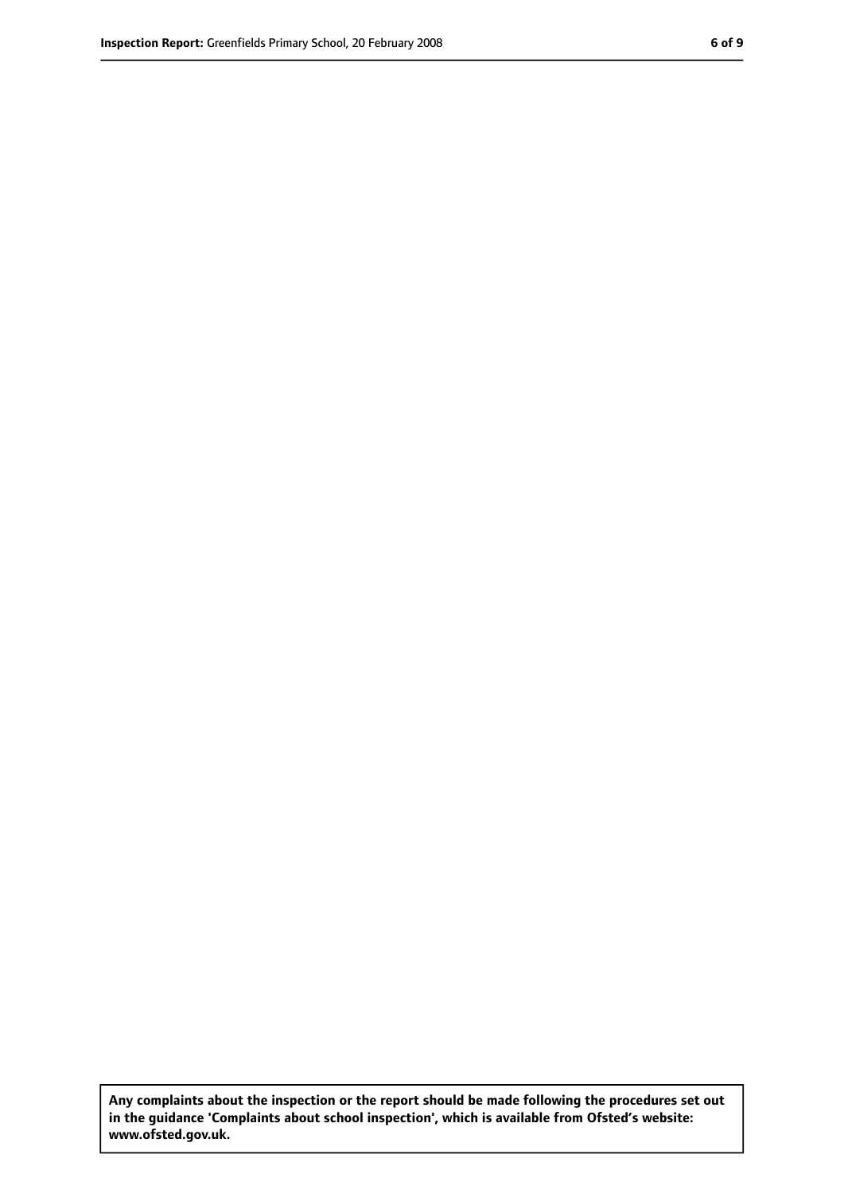**Any complaints about the inspection or the report should be made following the procedures set out in the guidance 'Complaints about school inspection', which is available from Ofsted's website: www.ofsted.gov.uk.**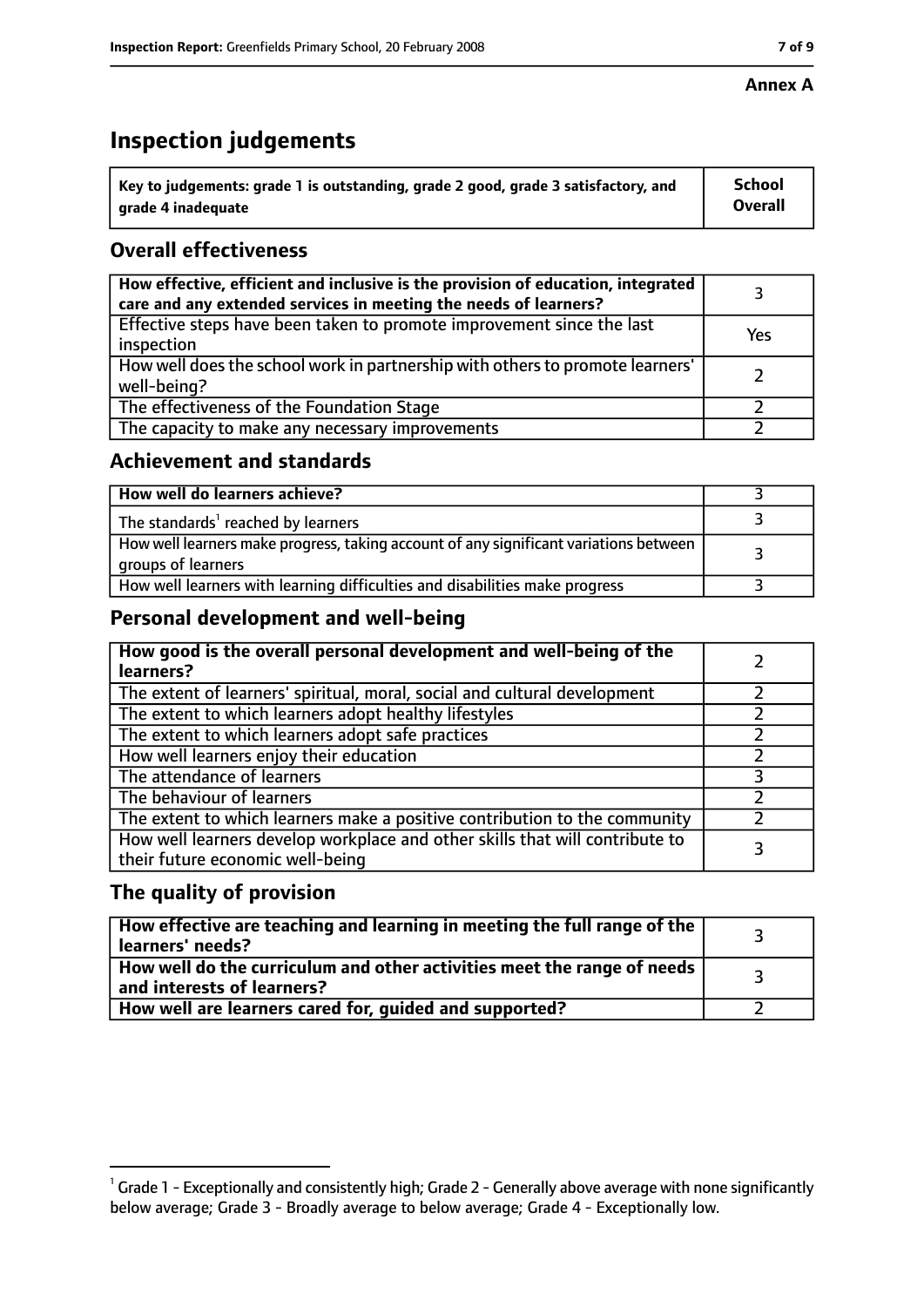**Annex A**

# Inspection judgements

| Key to judgements: grade 1 is outstanding, grade 2 good, grade 3 satisfactory, and grade 4 inadequate | School Overall |
|---|---|

## Overall effectiveness

| | |
|---|---|
| **How effective, efficient and inclusive is the provision of education, integrated care and any extended services in meeting the needs of learners?** | 3 |
| Effective steps have been taken to promote improvement since the last inspection | Yes |
| How well does the school work in partnership with others to promote learners' well-being? | 2 |
| The effectiveness of the Foundation Stage | 2 |
| The capacity to make any necessary improvements | 2 |

## Achievement and standards

| | |
|---|---|
| **How well do learners achieve?** | 3 |
| The standards[1] reached by learners | 3 |
| How well learners make progress, taking account of any significant variations between groups of learners | 3 |
| How well learners with learning difficulties and disabilities make progress | 3 |

## Personal development and well-being

| | |
|---|---|
| **How good is the overall personal development and well-being of the learners?** | 2 |
| The extent of learners' spiritual, moral, social and cultural development | 2 |
| The extent to which learners adopt healthy lifestyles | 2 |
| The extent to which learners adopt safe practices | 2 |
| How well learners enjoy their education | 2 |
| The attendance of learners | 3 |
| The behaviour of learners | 2 |
| The extent to which learners make a positive contribution to the community | 2 |
| How well learners develop workplace and other skills that will contribute to their future economic well-being | 3 |

## The quality of provision

| | |
|---|---|
| **How effective are teaching and learning in meeting the full range of the learners' needs?** | 3 |
| **How well do the curriculum and other activities meet the range of needs and interests of learners?** | 3 |
| **How well are learners cared for, guided and supported?** | 2 |

[1] Grade 1 - Exceptionally and consistently high; Grade 2 - Generally above average with none significantly below average; Grade 3 - Broadly average to below average; Grade 4 - Exceptionally low.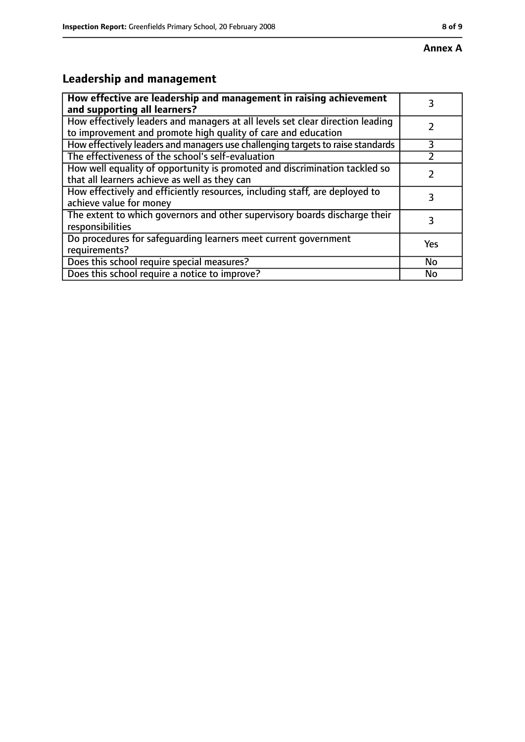**Annex A**

## Leadership and management

| **How effective are leadership and management in raising achievement and supporting all learners?** | 3 |
|---|---|
| How effectively leaders and managers at all levels set clear direction leading to improvement and promote high quality of care and education | 2 |
| How effectively leaders and managers use challenging targets to raise standards | 3 |
| The effectiveness of the school's self-evaluation | 2 |
| How well equality of opportunity is promoted and discrimination tackled so that all learners achieve as well as they can | 2 |
| How effectively and efficiently resources, including staff, are deployed to achieve value for money | 3 |
| The extent to which governors and other supervisory boards discharge their responsibilities | 3 |
| Do procedures for safeguarding learners meet current government requirements? | Yes |
| Does this school require special measures? | No |
| Does this school require a notice to improve? | No |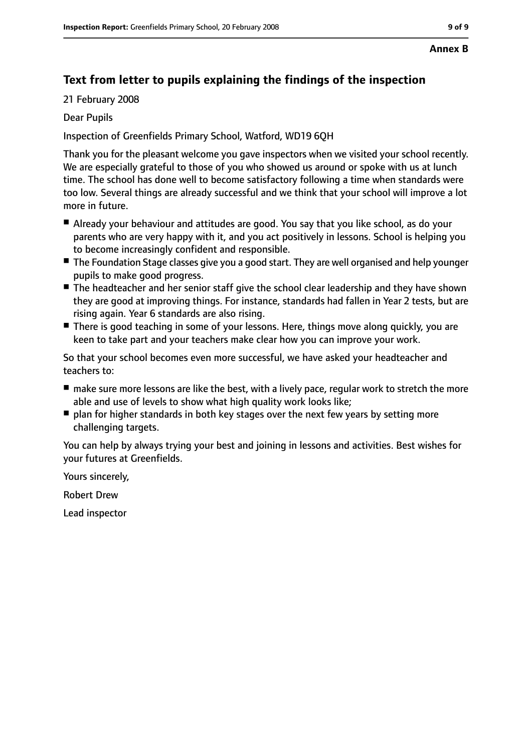**Annex B**

## Text from letter to pupils explaining the findings of the inspection

21 February 2008

Dear Pupils

Inspection of Greenfields Primary School, Watford, WD19 6QH

Thank you for the pleasant welcome you gave inspectors when we visited your school recently. We are especially grateful to those of you who showed us around or spoke with us at lunch time. The school has done well to become satisfactory following a time when standards were too low. Several things are already successful and we think that your school will improve a lot more in future.

- Already your behaviour and attitudes are good. You say that you like school, as do your parents who are very happy with it, and you act positively in lessons. School is helping you to become increasingly confident and responsible.
- The Foundation Stage classes give you a good start. They are well organised and help younger pupils to make good progress.
- The headteacher and her senior staff give the school clear leadership and they have shown they are good at improving things. For instance, standards had fallen in Year 2 tests, but are rising again. Year 6 standards are also rising.
- There is good teaching in some of your lessons. Here, things move along quickly, you are keen to take part and your teachers make clear how you can improve your work.

So that your school becomes even more successful, we have asked your headteacher and teachers to:

- make sure more lessons are like the best, with a lively pace, regular work to stretch the more able and use of levels to show what high quality work looks like;
- plan for higher standards in both key stages over the next few years by setting more challenging targets.

You can help by always trying your best and joining in lessons and activities. Best wishes for your futures at Greenfields.

Yours sincerely,

Robert Drew

Lead inspector